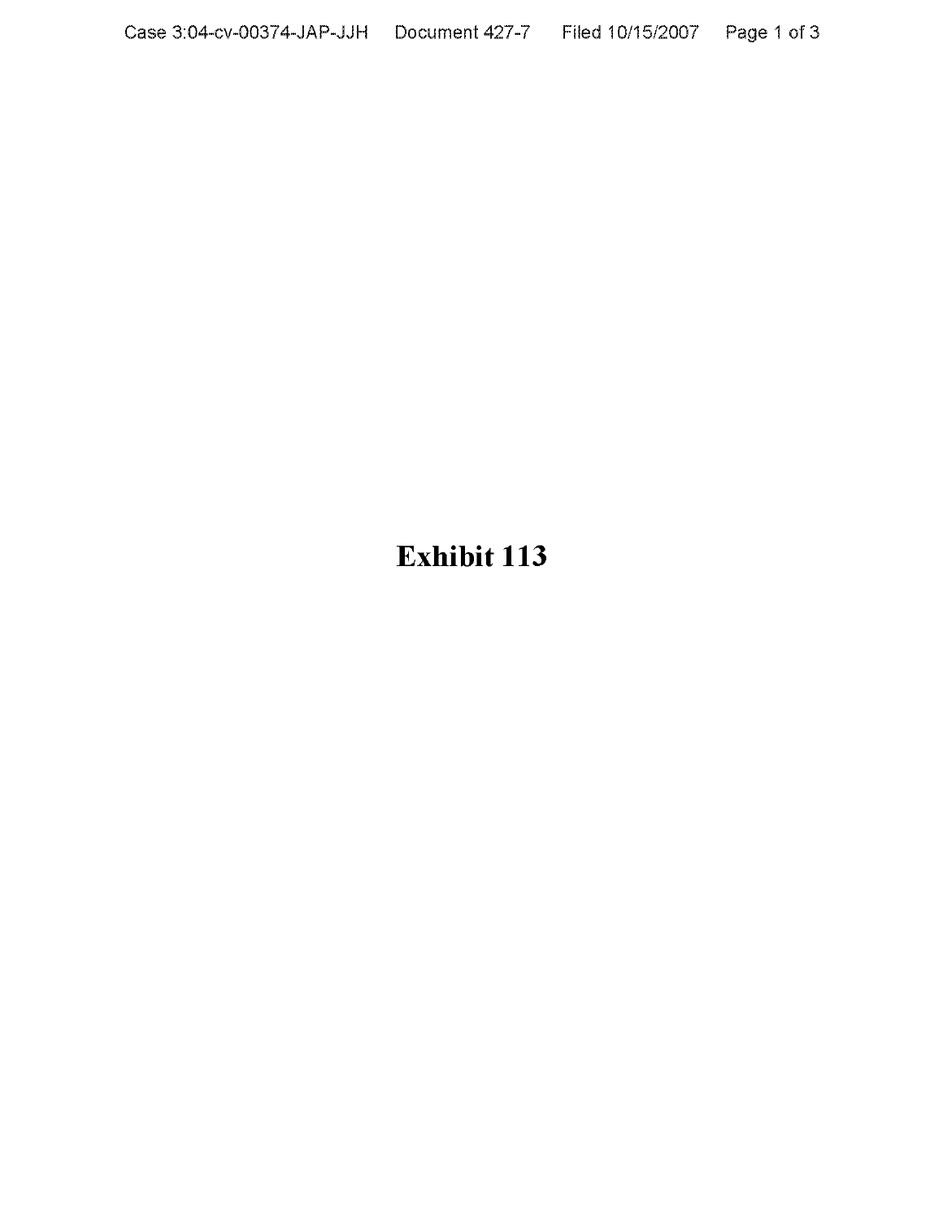# Exhibit 113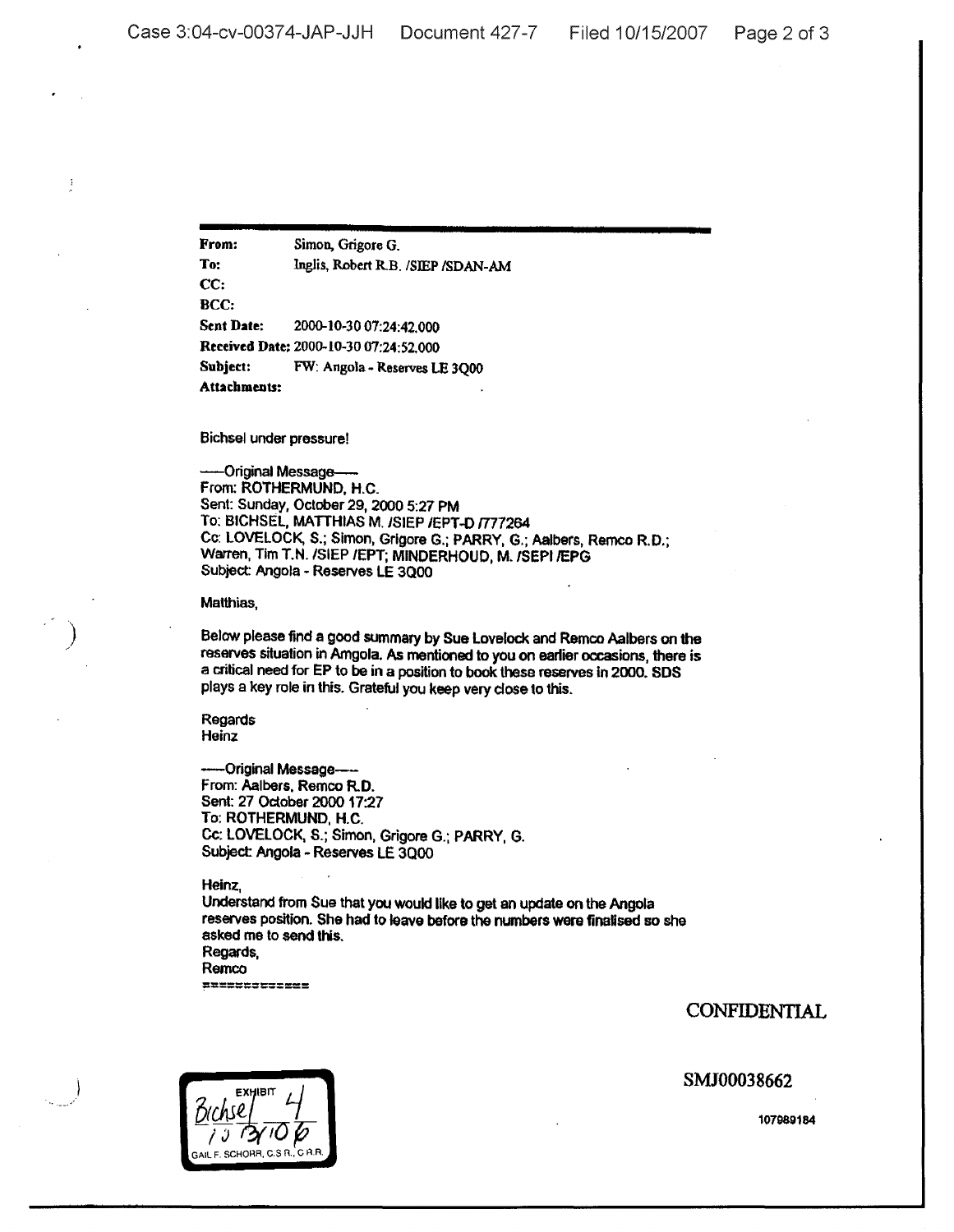| | |
|---|---|
| **From:** | Simon, Grigore G. |
| **To:** | Inglis, Robert R.B. /SIEP /SDAN-AM |
| **CC:** | |
| **BCC:** | |
| **Sent Date:** | 2000-10-30 07:24:42.000 |
| **Received Date:** | 2000-10-30 07:24:52.000 |
| **Subject:** | FW: Angola - Reserves LE 3Q00 |
| **Attachments:** | |

Bichsel under pressure!

-----Original Message-----
From: ROTHERMUND, H.C.
Sent: Sunday, October 29, 2000 5:27 PM
To: BICHSEL, MATTHIAS M. /SIEP /EPT-D /777264
Cc: LOVELOCK, S.; Simon, Grigore G.; PARRY, G.; Aalbers, Remco R.D.; Warren, Tim T.N. /SIEP /EPT; MINDERHOUD, M. /SEPI /EPG
Subject: Angola - Reserves LE 3Q00

Matthias,

Below please find a good summary by Sue Lovelock and Remco Aalbers on the reserves situation in Amgola. As mentioned to you on earlier occasions, there is a critical need for EP to be in a position to book these reserves in 2000. SDS plays a key role in this. Grateful you keep very close to this.

Regards
Heinz

-----Original Message-----
From: Aalbers, Remco R.D.
Sent: 27 October 2000 17:27
To: ROTHERMUND, H.C.
Cc: LOVELOCK, S.; Simon, Grigore G.; PARRY, G.
Subject: Angola - Reserves LE 3Q00

Heinz,
Understand from Sue that you would like to get an update on the Angola reserves position. She had to leave before the numbers were finalised so she asked me to send this.
Regards,
Remco
=============

CONFIDENTIAL

EXHIBIT Bichsel 4 10/3/06 GAIL F. SCHORR, C.S.R., C.R.R.

SMJ00038662

107989184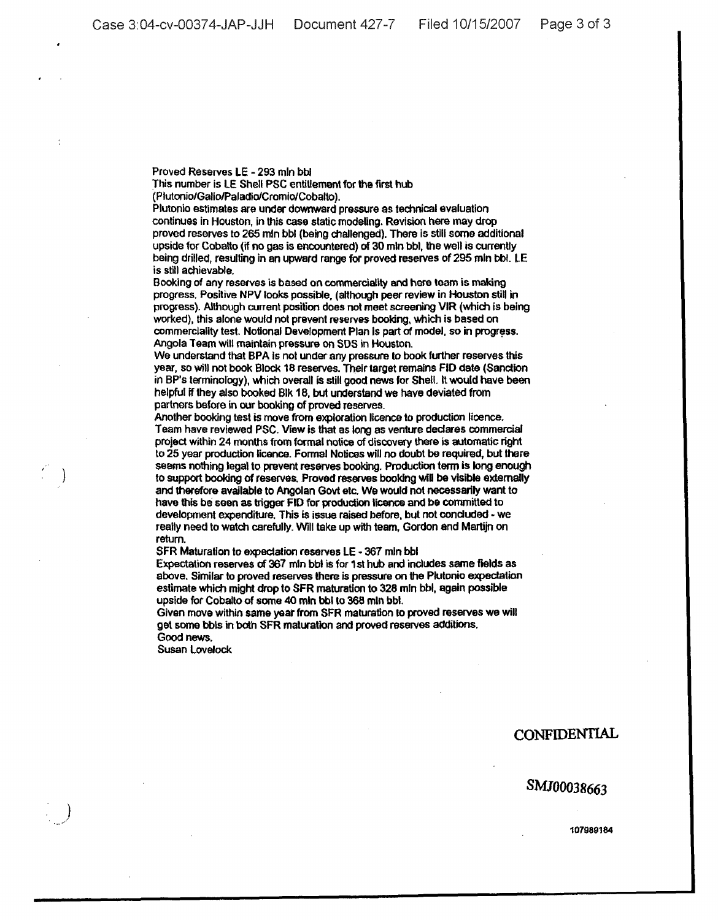Proved Reserves LE - 293 mln bbl

This number is LE Shell PSC entitlement for the first hub (Plutonio/Galio/Paladio/Cromio/Cobalto).

Plutonio estimates are under downward pressure as technical evaluation continues in Houston, in this case static modeling. Revision here may drop proved reserves to 265 mln bbl (being challenged). There is still some additional upside for Cobalto (if no gas is encountered) of 30 mln bbl, the well is currently being drilled, resulting in an upward range for proved reserves of 295 mln bbl. LE is still achievable.

Booking of any reserves is based on commerciality and here team is making progress. Positive NPV looks possible, (although peer review in Houston still in progress). Although current position does not meet screening VIR (which is being worked), this alone would not prevent reserves booking, which is based on commerciality test. Notional Development Plan is part of model, so in progress. Angola Team will maintain pressure on SDS in Houston.

We understand that BPA is not under any pressure to book further reserves this year, so will not book Block 18 reserves. Their target remains FID date (Sanction in BP's terminology), which overall is still good news for Shell. It would have been helpful if they also booked Blk 18, but understand we have deviated from partners before in our booking of proved reserves.

Another booking test is move from exploration licence to production licence. Team have reviewed PSC. View is that as long as venture declares commercial project within 24 months from formal notice of discovery there is automatic right to 25 year production licence. Formal Notices will no doubt be required, but there seems nothing legal to prevent reserves booking. Production term is long enough to support booking of reserves. Proved reserves booking will be visible externally and therefore available to Angolan Govt etc. We would not necessarily want to have this be seen as trigger FID for production licence and be committed to development expenditure. This is issue raised before, but not concluded - we really need to watch carefully. Will take up with team, Gordon and Martijn on return.

SFR Maturation to expectation reserves LE - 367 mln bbl

Expectation reserves of 367 mln bbl is for 1st hub and includes same fields as above. Similar to proved reserves there is pressure on the Plutonio expectation estimate which might drop to SFR maturation to 328 mln bbl, again possible upside for Cobalto of some 40 mln bbl to 368 mln bbl.

Given move within same year from SFR maturation to proved reserves we will get some bbls in both SFR maturation and proved reserves additions.

Good news.

Susan Lovelock

CONFIDENTIAL

SMJ00038663

107989184